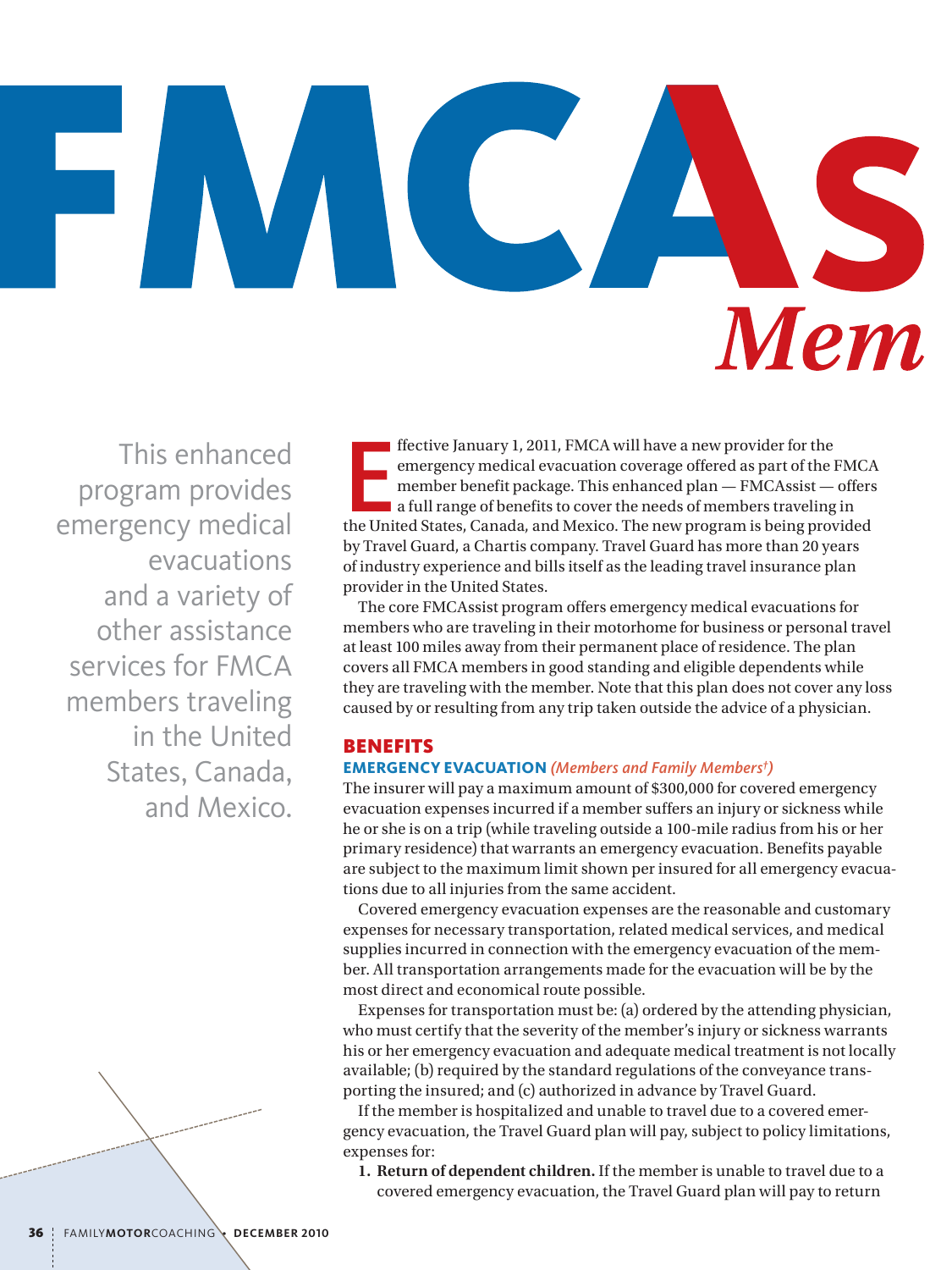# FMCAs *Mem*

This enhanced program provides emergency medical evacuations and a variety of other assistance services for FMCA members traveling in the United States, Canada, and Mexico.

Effective January 1, 2011, FMCA will have a new provider for the emergency medical evacuation coverage offered as part of the FMCA member benefit package. This enhanced plan — FMCAssist — offers a full range of benefits to cover the needs of members traveling in the United States, Canada, and Mexico. The new program is being provided by Travel Guard, a Chartis company. Travel Guard has more than 20 years of industry experience and bills itself as the leading travel insurance plan provider in the United States.

The core FMCAssist program offers emergency medical evacuations for members who are traveling in their motorhome for business or personal travel at least 100 miles away from their permanent place of residence. The plan covers all FMCA members in good standing and eligible dependents while they are traveling with the member. Note that this plan does not cover any loss caused by or resulting from any trip taken outside the advice of a physician.

## BENEFITS

### EMERGENCY EVACUATION *(Members and Family Members†)*

The insurer will pay a maximum amount of $300,000 for covered emergency evacuation expenses incurred if a member suffers an injury or sickness while he or she is on a trip (while traveling outside a 100-mile radius from his or her primary residence) that warrants an emergency evacuation. Benefits payable are subject to the maximum limit shown per insured for all emergency evacuations due to all injuries from the same accident.

Covered emergency evacuation expenses are the reasonable and customary expenses for necessary transportation, related medical services, and medical supplies incurred in connection with the emergency evacuation of the member. All transportation arrangements made for the evacuation will be by the most direct and economical route possible.

Expenses for transportation must be: (a) ordered by the attending physician, who must certify that the severity of the member's injury or sickness warrants his or her emergency evacuation and adequate medical treatment is not locally available; (b) required by the standard regulations of the conveyance transporting the insured; and (c) authorized in advance by Travel Guard.

If the member is hospitalized and unable to travel due to a covered emergency evacuation, the Travel Guard plan will pay, subject to policy limitations, expenses for:

1. **Return of dependent children.** If the member is unable to travel due to a covered emergency evacuation, the Travel Guard plan will pay to return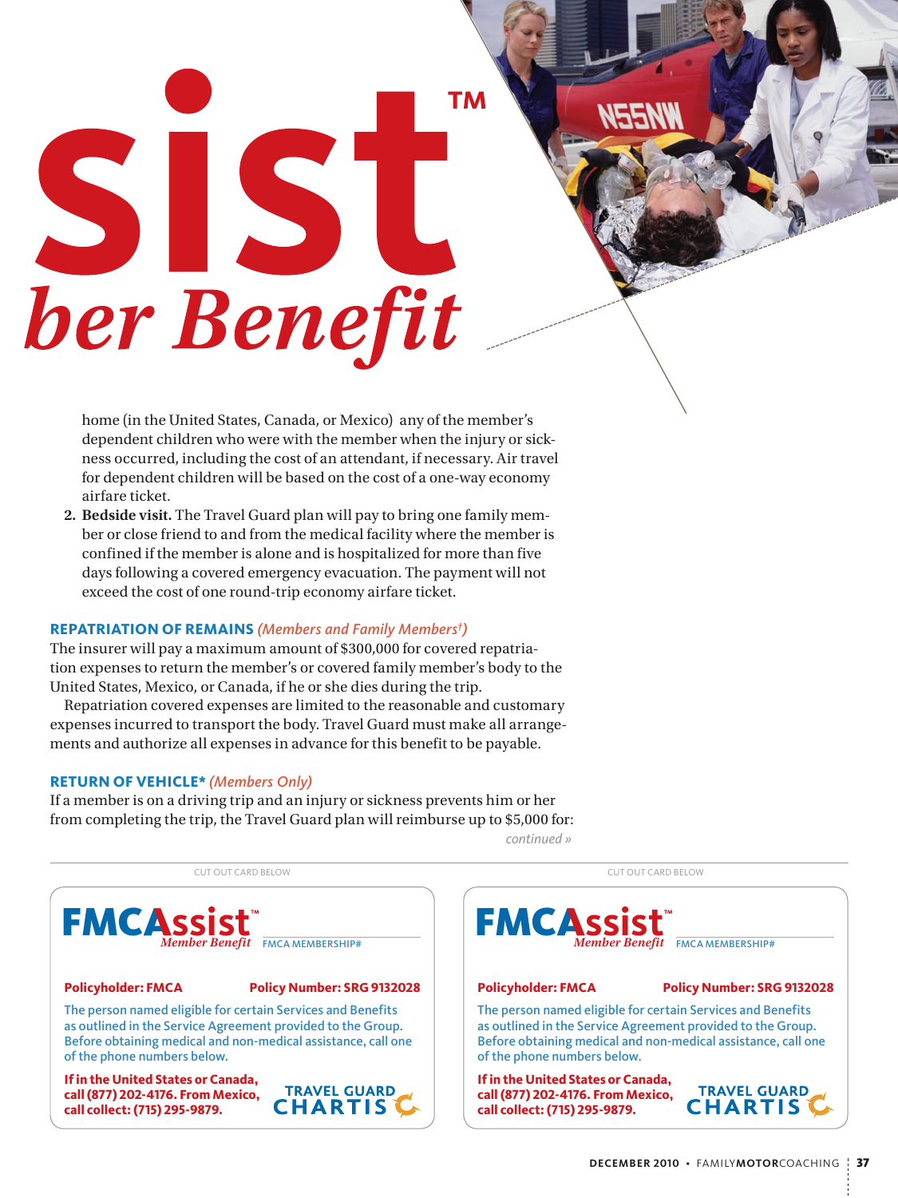# sist™

## ber Benefit

home (in the United States, Canada, or Mexico) any of the member's dependent children who were with the member when the injury or sickness occurred, including the cost of an attendant, if necessary. Air travel for dependent children will be based on the cost of a one-way economy airfare ticket.

2. **Bedside visit.** The Travel Guard plan will pay to bring one family member or close friend to and from the medical facility where the member is confined if the member is alone and is hospitalized for more than five days following a covered emergency evacuation. The payment will not exceed the cost of one round-trip economy airfare ticket.

### REPATRIATION OF REMAINS *(Members and Family Members†)*

The insurer will pay a maximum amount of $300,000 for covered repatriation expenses to return the member's or covered family member's body to the United States, Mexico, or Canada, if he or she dies during the trip.

Repatriation covered expenses are limited to the reasonable and customary expenses incurred to transport the body. Travel Guard must make all arrangements and authorize all expenses in advance for this benefit to be payable.

### RETURN OF VEHICLE* *(Members Only)*

If a member is on a driving trip and an injury or sickness prevents him or her from completing the trip, the Travel Guard plan will reimburse up to $5,000 for:

*continued »*

CUT OUT CARD BELOW

**FMCAssist™** *Member Benefit* FMCA MEMBERSHIP#

**Policyholder: FMCA** **Policy Number: SRG 9132028**

The person named eligible for certain Services and Benefits as outlined in the Service Agreement provided to the Group. Before obtaining medical and non-medical assistance, call one of the phone numbers below.

**If in the United States or Canada, call (877) 202-4176. From Mexico, call collect: (715) 295-9879.**

TRAVEL GUARD CHARTIS

CUT OUT CARD BELOW

**FMCAssist™** *Member Benefit* FMCA MEMBERSHIP#

**Policyholder: FMCA** **Policy Number: SRG 9132028**

The person named eligible for certain Services and Benefits as outlined in the Service Agreement provided to the Group. Before obtaining medical and non-medical assistance, call one of the phone numbers below.

**If in the United States or Canada, call (877) 202-4176. From Mexico, call collect: (715) 295-9879.**

TRAVEL GUARD CHARTIS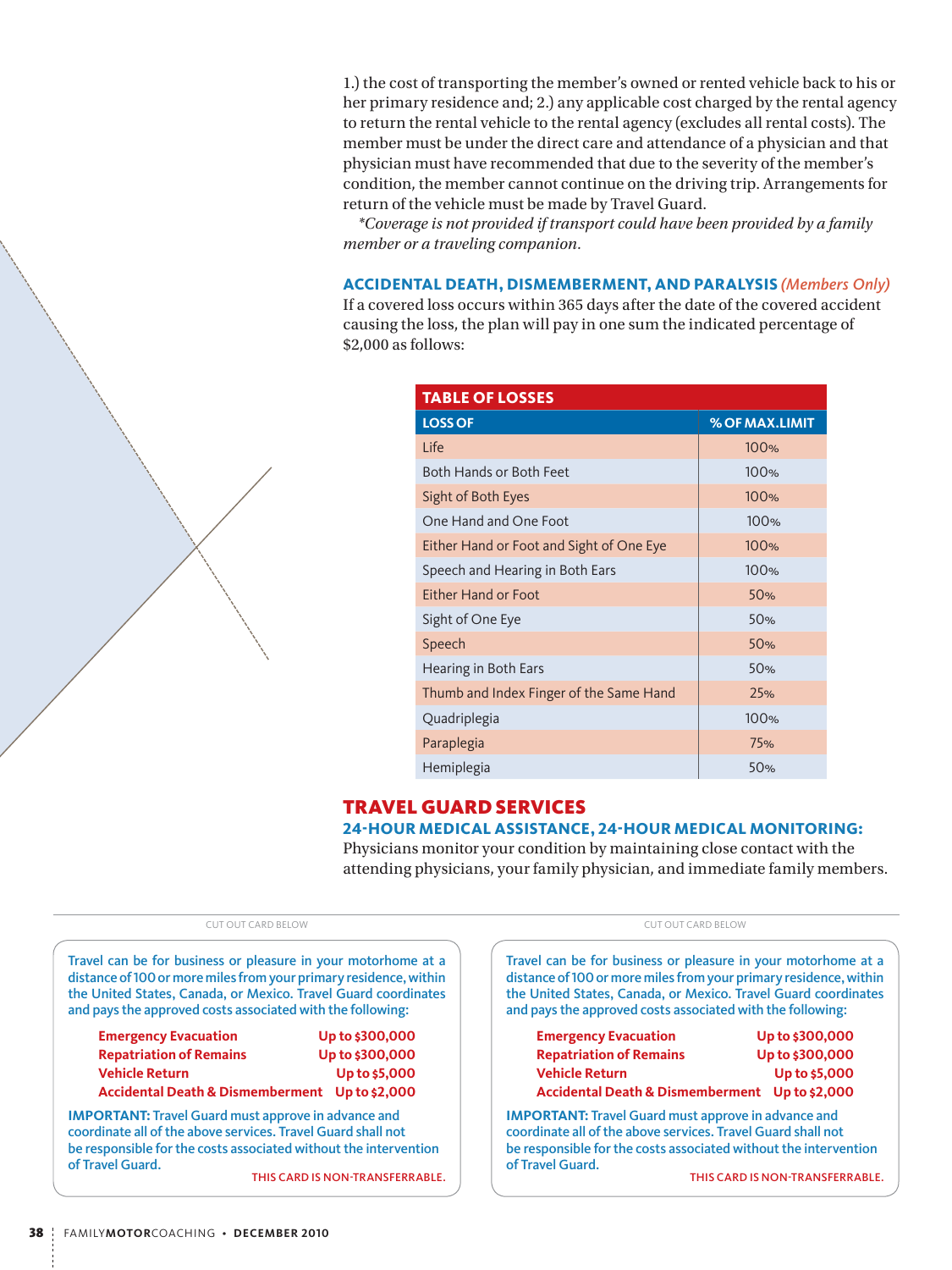1.) the cost of transporting the member's owned or rented vehicle back to his or her primary residence and; 2.) any applicable cost charged by the rental agency to return the rental vehicle to the rental agency (excludes all rental costs). The member must be under the direct care and attendance of a physician and that physician must have recommended that due to the severity of the member's condition, the member cannot continue on the driving trip. Arrangements for return of the vehicle must be made by Travel Guard.

*\*Coverage is not provided if transport could have been provided by a family member or a traveling companion.*

### ACCIDENTAL DEATH, DISMEMBERMENT, AND PARALYSIS *(Members Only)*

If a covered loss occurs within 365 days after the date of the covered accident causing the loss, the plan will pay in one sum the indicated percentage of $2,000 as follows:

**TABLE OF LOSSES**

| LOSS OF | % OF MAX.LIMIT |
|---|---|
| Life | 100% |
| Both Hands or Both Feet | 100% |
| Sight of Both Eyes | 100% |
| One Hand and One Foot | 100% |
| Either Hand or Foot and Sight of One Eye | 100% |
| Speech and Hearing in Both Ears | 100% |
| Either Hand or Foot | 50% |
| Sight of One Eye | 50% |
| Speech | 50% |
| Hearing in Both Ears | 50% |
| Thumb and Index Finger of the Same Hand | 25% |
| Quadriplegia | 100% |
| Paraplegia | 75% |
| Hemiplegia | 50% |

## TRAVEL GUARD SERVICES

### 24-HOUR MEDICAL ASSISTANCE, 24-HOUR MEDICAL MONITORING:

Physicians monitor your condition by maintaining close contact with the attending physicians, your family physician, and immediate family members.

CUT OUT CARD BELOW

Travel can be for business or pleasure in your motorhome at a distance of 100 or more miles from your primary residence, within the United States, Canada, or Mexico. Travel Guard coordinates and pays the approved costs associated with the following:

| | |
|---|---|
| **Emergency Evacuation** | **Up to $300,000** |
| **Repatriation of Remains** | **Up to $300,000** |
| **Vehicle Return** | **Up to $5,000** |
| **Accidental Death & Dismemberment** | **Up to $2,000** |

**IMPORTANT:** Travel Guard must approve in advance and coordinate all of the above services. Travel Guard shall not be responsible for the costs associated without the intervention of Travel Guard.

THIS CARD IS NON-TRANSFERRABLE.

CUT OUT CARD BELOW

Travel can be for business or pleasure in your motorhome at a distance of 100 or more miles from your primary residence, within the United States, Canada, or Mexico. Travel Guard coordinates and pays the approved costs associated with the following:

| | |
|---|---|
| **Emergency Evacuation** | **Up to $300,000** |
| **Repatriation of Remains** | **Up to $300,000** |
| **Vehicle Return** | **Up to $5,000** |
| **Accidental Death & Dismemberment** | **Up to $2,000** |

**IMPORTANT:** Travel Guard must approve in advance and coordinate all of the above services. Travel Guard shall not be responsible for the costs associated without the intervention of Travel Guard.

THIS CARD IS NON-TRANSFERRABLE.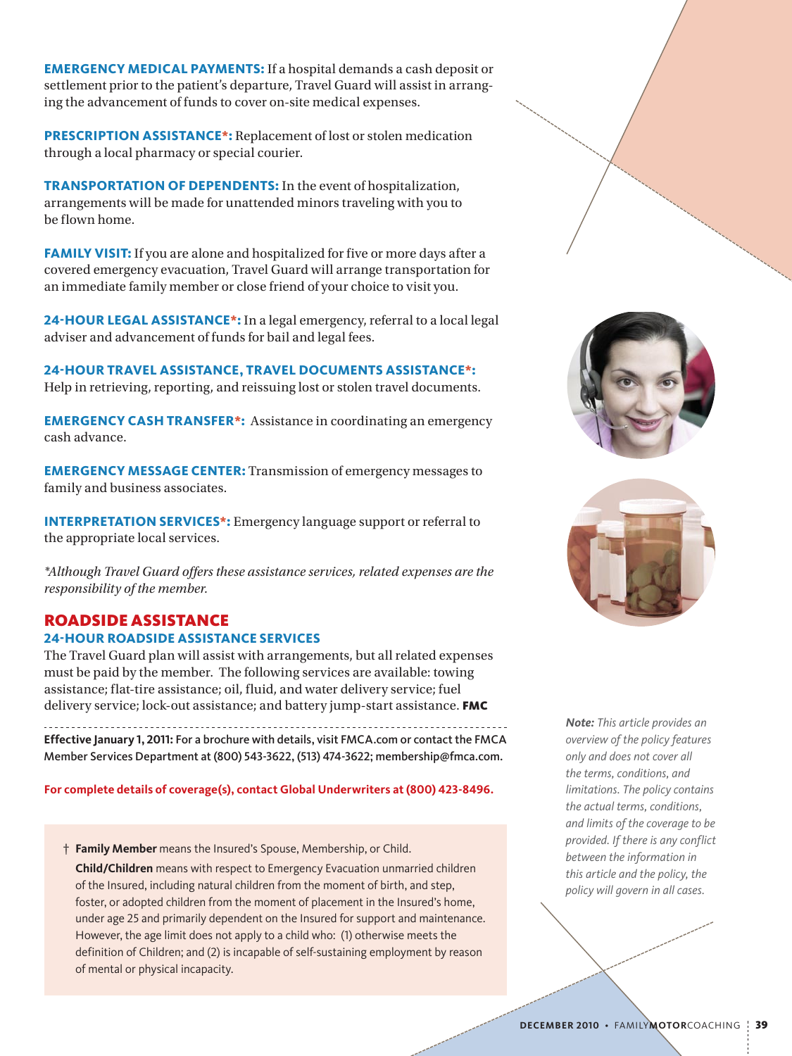**EMERGENCY MEDICAL PAYMENTS:** If a hospital demands a cash deposit or settlement prior to the patient's departure, Travel Guard will assist in arranging the advancement of funds to cover on-site medical expenses.

**PRESCRIPTION ASSISTANCE*:** Replacement of lost or stolen medication through a local pharmacy or special courier.

**TRANSPORTATION OF DEPENDENTS:** In the event of hospitalization, arrangements will be made for unattended minors traveling with you to be flown home.

**FAMILY VISIT:** If you are alone and hospitalized for five or more days after a covered emergency evacuation, Travel Guard will arrange transportation for an immediate family member or close friend of your choice to visit you.

**24-HOUR LEGAL ASSISTANCE*:** In a legal emergency, referral to a local legal adviser and advancement of funds for bail and legal fees.

**24-HOUR TRAVEL ASSISTANCE, TRAVEL DOCUMENTS ASSISTANCE*:** Help in retrieving, reporting, and reissuing lost or stolen travel documents.

**EMERGENCY CASH TRANSFER*:** Assistance in coordinating an emergency cash advance.

**EMERGENCY MESSAGE CENTER:** Transmission of emergency messages to family and business associates.

**INTERPRETATION SERVICES*:** Emergency language support or referral to the appropriate local services.

*\*Although Travel Guard offers these assistance services, related expenses are the responsibility of the member.*

## ROADSIDE ASSISTANCE

### 24-HOUR ROADSIDE ASSISTANCE SERVICES

The Travel Guard plan will assist with arrangements, but all related expenses must be paid by the member. The following services are available: towing assistance; flat-tire assistance; oil, fluid, and water delivery service; fuel delivery service; lock-out assistance; and battery jump-start assistance. **FMC**

**Effective January 1, 2011: For a brochure with details, visit FMCA.com or contact the FMCA Member Services Department at (800) 543-3622, (513) 474-3622; membership@fmca.com.**

**For complete details of coverage(s), contact Global Underwriters at (800) 423-8496.**

† **Family Member** means the Insured's Spouse, Membership, or Child.

**Child/Children** means with respect to Emergency Evacuation unmarried children of the Insured, including natural children from the moment of birth, and step, foster, or adopted children from the moment of placement in the Insured's home, under age 25 and primarily dependent on the Insured for support and maintenance. However, the age limit does not apply to a child who: (1) otherwise meets the definition of Children; and (2) is incapable of self-sustaining employment by reason of mental or physical incapacity.

***Note:** This article provides an overview of the policy features only and does not cover all the terms, conditions, and limitations. The policy contains the actual terms, conditions, and limits of the coverage to be provided. If there is any conflict between the information in this article and the policy, the policy will govern in all cases.*